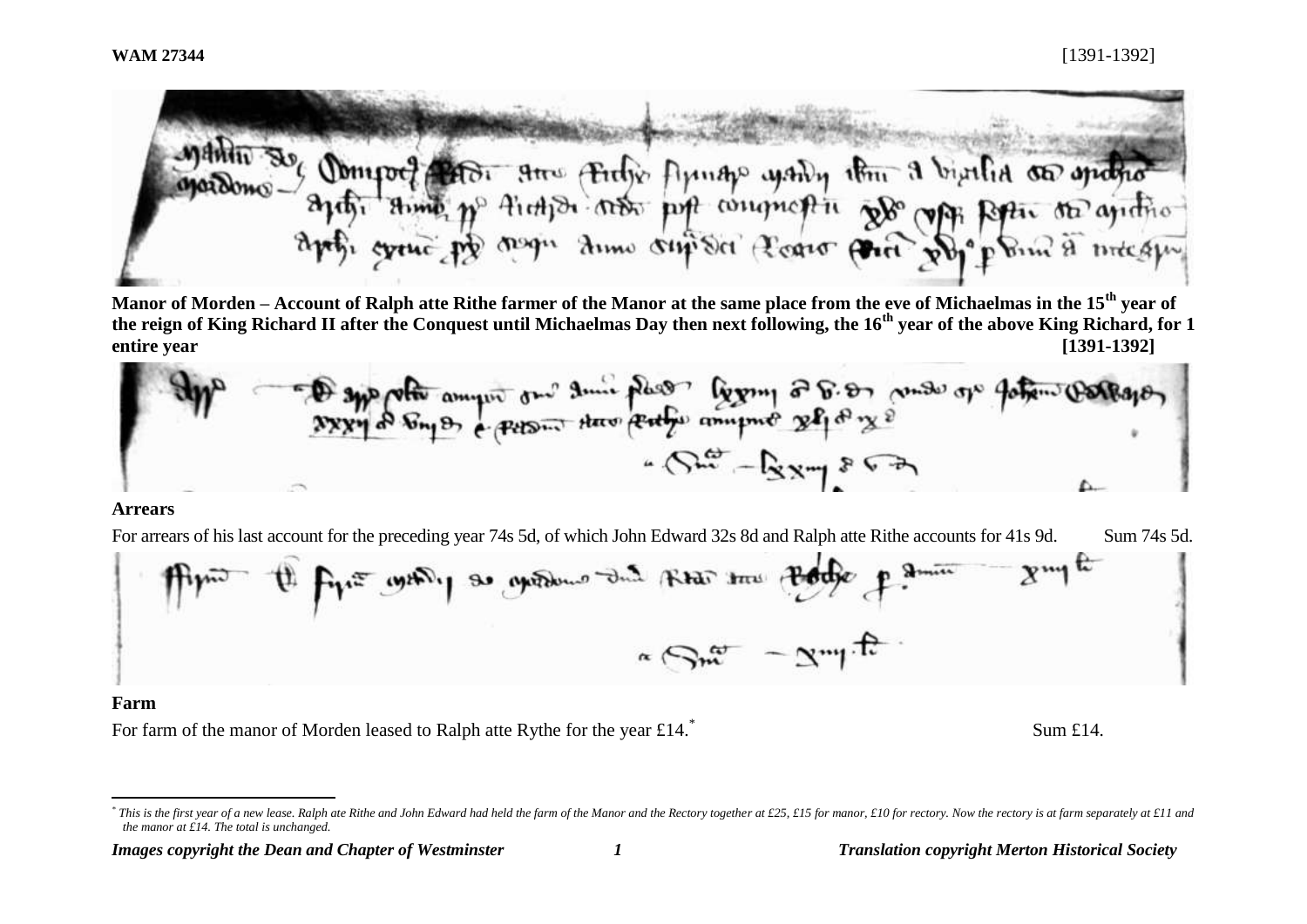**WAM 27344** [1391-1392]

**Manor of Morden – Account of Ralph atte Rithe farmer of the Manor at the same place from the eve of Michaelmas in the 15th year of the reign of King Richard II after the Conquest until Michaelmas Day then next following, the 16th year of the above King Richard, for 1 entire year [1391-1392]**

**Arrears**

For arrears of his last account for the preceding year 74s 5d, of which John Edward 32s 8d and Ralph atte Rithe accounts for 41s 9d. Sum 74s 5d.

**Farm**

For farm of the manor of Morden leased to Ralph atte Rythe for the year £14.* Sum £14.

---

* *This is the first year of a new lease. Ralph ate Rithe and John Edward had held the farm of the Manor and the Rectory together at £25, £15 for manor, £10 for rectory. Now the rectory is at farm separately at £11 and the manor at £14. The total is unchanged.*

*Images copyright the Dean and Chapter of Westminster* *Translation copyright Merton Historical Society*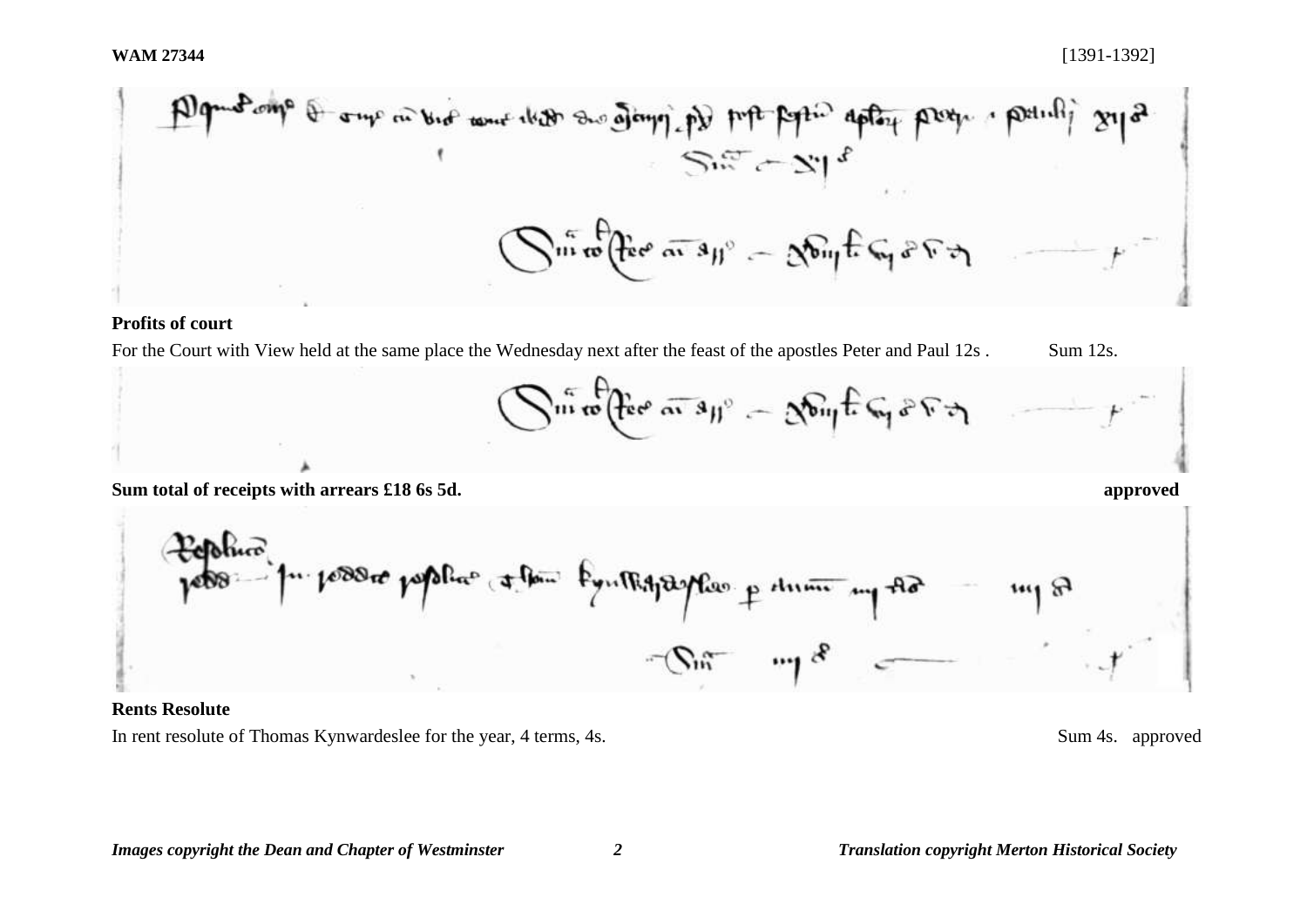**Profits of court**

For the Court with View held at the same place the Wednesday next after the feast of the apostles Peter and Paul 12s . Sum 12s.

**Sum total of receipts with arrears £18 6s 5d.** **approved**

**Rents Resolute**

In rent resolute of Thomas Kynwardeslee for the year, 4 terms, 4s. Sum 4s. approved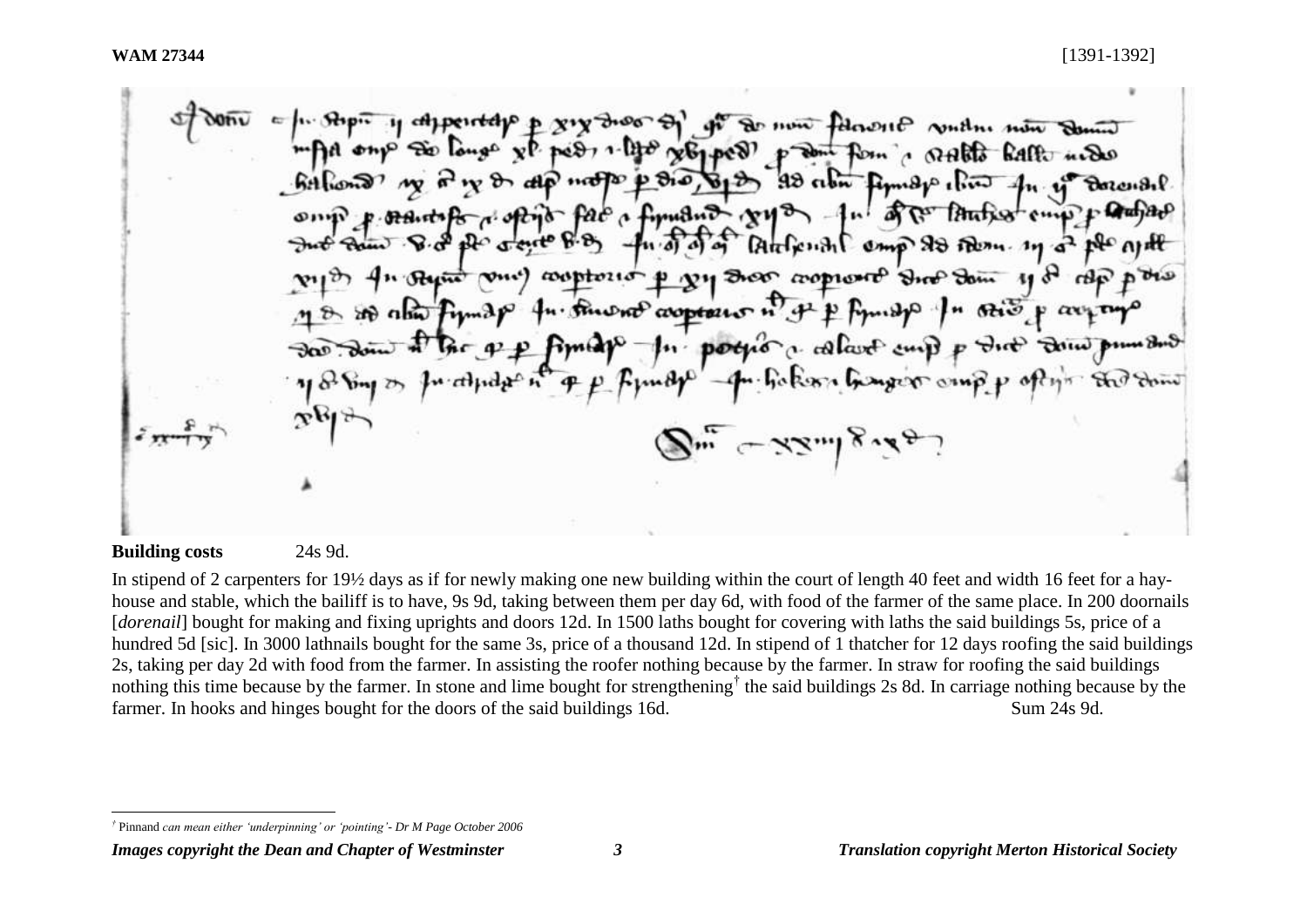**WAM 27344** [1391-1392]

**Building costs** 24s 9d.

In stipend of 2 carpenters for 19½ days as if for newly making one new building within the court of length 40 feet and width 16 feet for a hay-house and stable, which the bailiff is to have, 9s 9d, taking between them per day 6d, with food of the farmer of the same place. In 200 doornails [*dorenail*] bought for making and fixing uprights and doors 12d. In 1500 laths bought for covering with laths the said buildings 5s, price of a hundred 5d [sic]. In 3000 lathnails bought for the same 3s, price of a thousand 12d. In stipend of 1 thatcher for 12 days roofing the said buildings 2s, taking per day 2d with food from the farmer. In assisting the roofer nothing because by the farmer. In straw for roofing the said buildings nothing this time because by the farmer. In stone and lime bought for strengthening[†] the said buildings 2s 8d. In carriage nothing because by the farmer. In hooks and hinges bought for the doors of the said buildings 16d. Sum 24s 9d.

[†] Pinnand *can mean either 'underpinning' or 'pointing'- Dr M Page October 2006*

*Images copyright the Dean and Chapter of Westminster* *Translation copyright Merton Historical Society*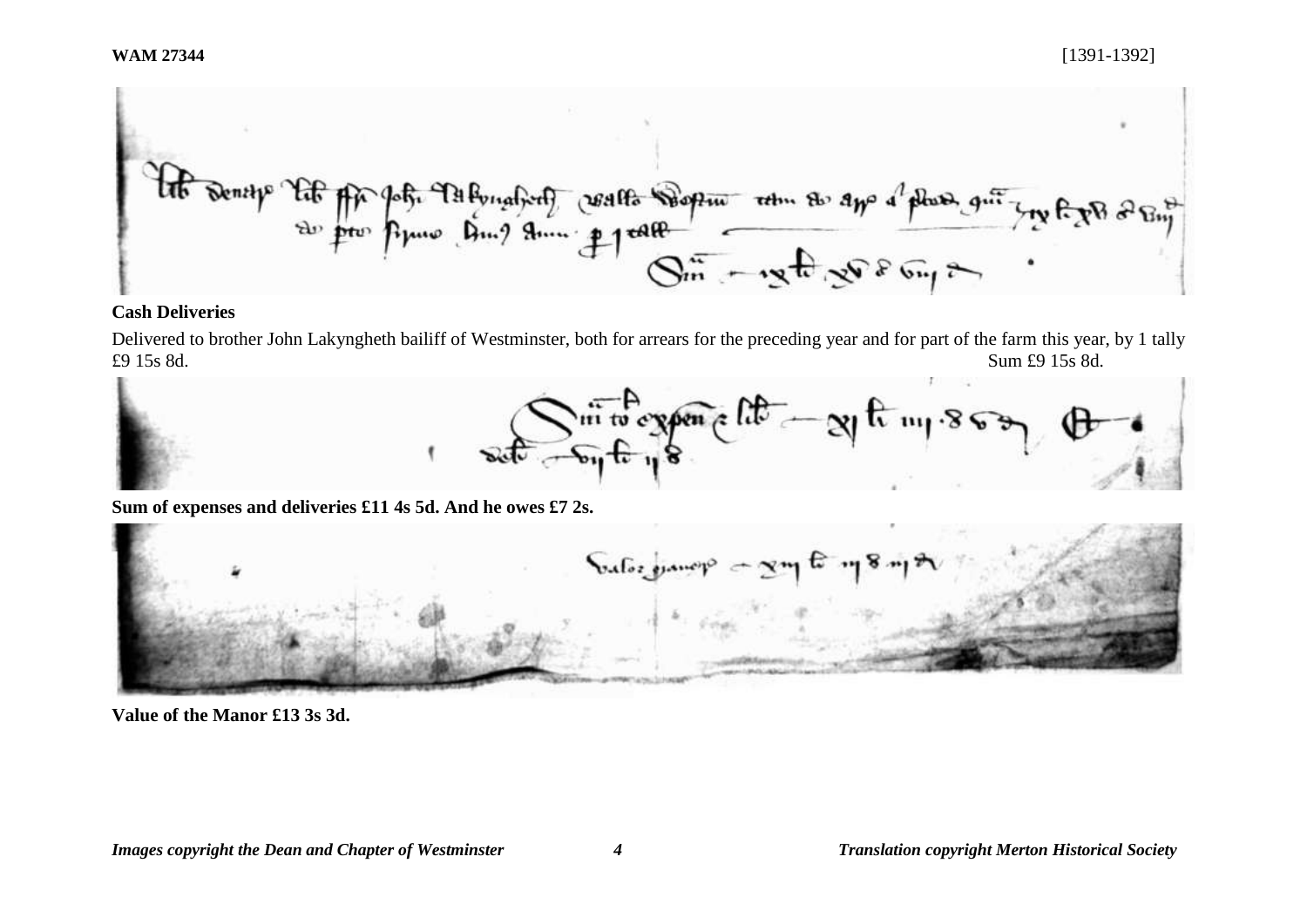**Cash Deliveries**

Delivered to brother John Lakyngheth bailiff of Westminster, both for arrears for the preceding year and for part of the farm this year, by 1 tally £9 15s 8d. Sum £9 15s 8d.

**Sum of expenses and deliveries £11 4s 5d. And he owes £7 2s.**

**Value of the Manor £13 3s 3d.**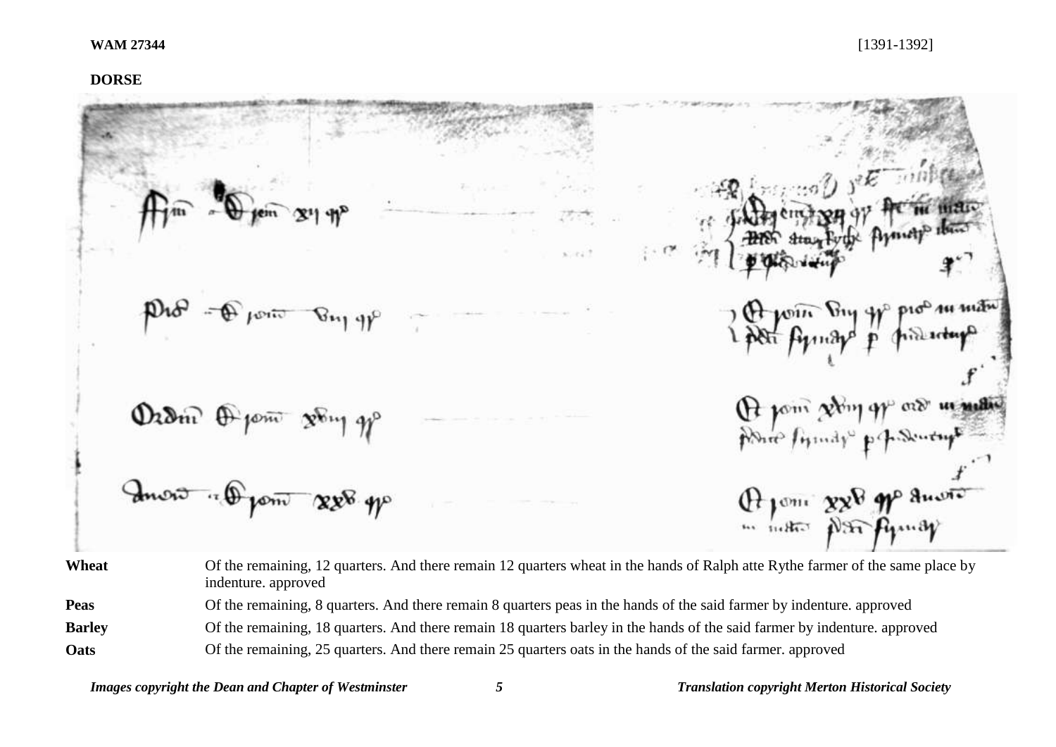**WAM 27344** [1391-1392]

**DORSE**

| | |
|---|---|
| **Wheat** | Of the remaining, 12 quarters. And there remain 12 quarters wheat in the hands of Ralph atte Rythe farmer of the same place by indenture. approved |
| **Peas** | Of the remaining, 8 quarters. And there remain 8 quarters peas in the hands of the said farmer by indenture. approved |
| **Barley** | Of the remaining, 18 quarters. And there remain 18 quarters barley in the hands of the said farmer by indenture. approved |
| **Oats** | Of the remaining, 25 quarters. And there remain 25 quarters oats in the hands of the said farmer. approved |

*Images copyright the Dean and Chapter of Westminster* *Translation copyright Merton Historical Society*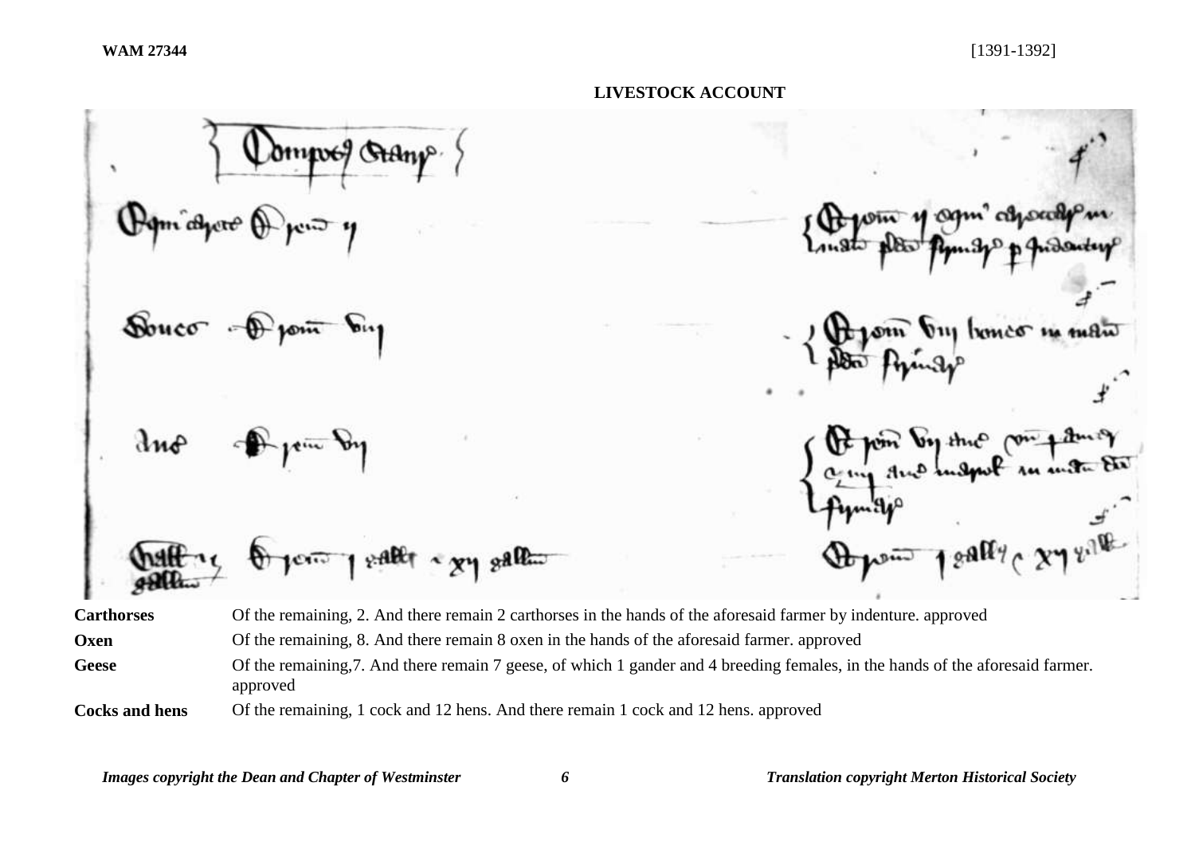## LIVESTOCK ACCOUNT

| | |
|---|---|
| **Carthorses** | Of the remaining, 2. And there remain 2 carthorses in the hands of the aforesaid farmer by indenture. approved |
| **Oxen** | Of the remaining, 8. And there remain 8 oxen in the hands of the aforesaid farmer. approved |
| **Geese** | Of the remaining,7. And there remain 7 geese, of which 1 gander and 4 breeding females, in the hands of the aforesaid farmer. approved |
| **Cocks and hens** | Of the remaining, 1 cock and 12 hens. And there remain 1 cock and 12 hens. approved |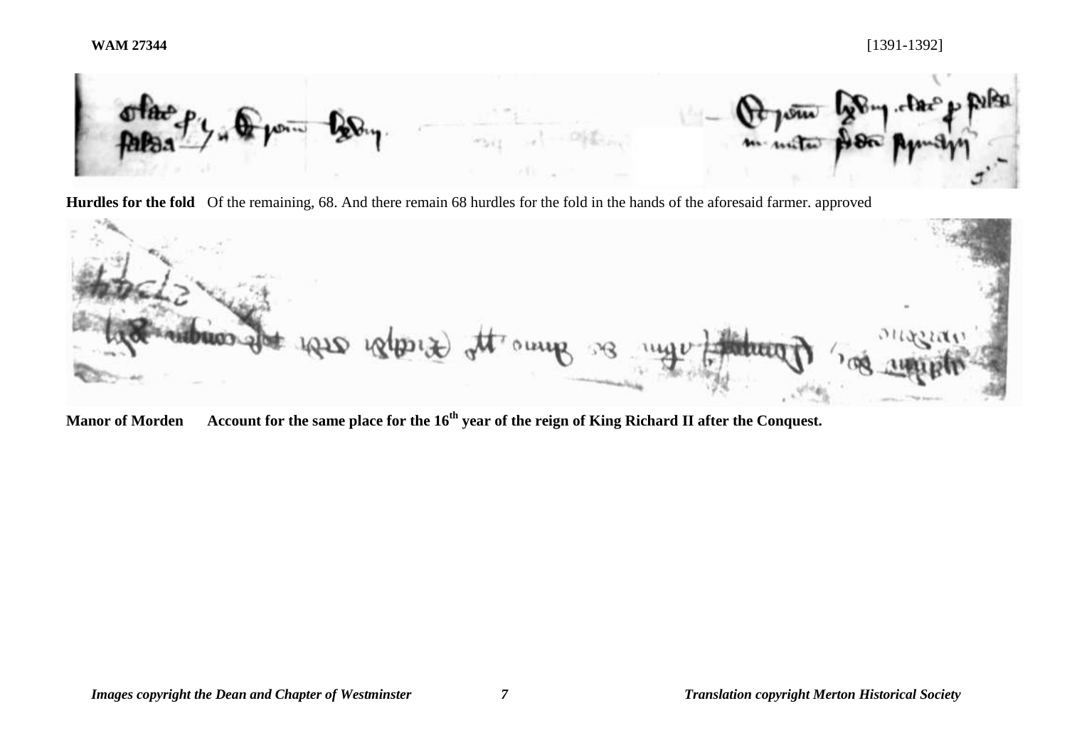**Hurdles for the fold** Of the remaining, 68. And there remain 68 hurdles for the fold in the hands of the aforesaid farmer. approved

**Manor of Morden** **Account for the same place for the 16th year of the reign of King Richard II after the Conquest.**